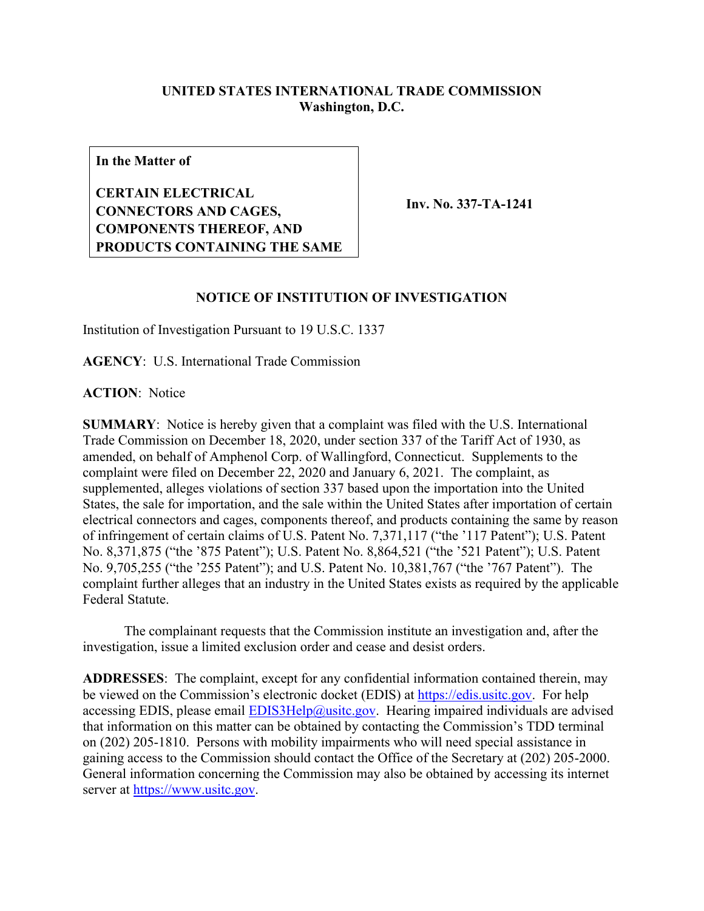**UNITED STATES INTERNATIONAL TRADE COMMISSION**
**Washington, D.C.**

| **In the Matter of** <br><br> **CERTAIN ELECTRICAL CONNECTORS AND CAGES, COMPONENTS THEREOF, AND PRODUCTS CONTAINING THE SAME** | **Inv. No. 337-TA-1241** |
| --- | --- |

## NOTICE OF INSTITUTION OF INVESTIGATION

Institution of Investigation Pursuant to 19 U.S.C. 1337

**AGENCY**: U.S. International Trade Commission

**ACTION**: Notice

**SUMMARY**: Notice is hereby given that a complaint was filed with the U.S. International Trade Commission on December 18, 2020, under section 337 of the Tariff Act of 1930, as amended, on behalf of Amphenol Corp. of Wallingford, Connecticut. Supplements to the complaint were filed on December 22, 2020 and January 6, 2021. The complaint, as supplemented, alleges violations of section 337 based upon the importation into the United States, the sale for importation, and the sale within the United States after importation of certain electrical connectors and cages, components thereof, and products containing the same by reason of infringement of certain claims of U.S. Patent No. 7,371,117 ("the '117 Patent"); U.S. Patent No. 8,371,875 ("the '875 Patent"); U.S. Patent No. 8,864,521 ("the '521 Patent"); U.S. Patent No. 9,705,255 ("the '255 Patent"); and U.S. Patent No. 10,381,767 ("the '767 Patent"). The complaint further alleges that an industry in the United States exists as required by the applicable Federal Statute.

The complainant requests that the Commission institute an investigation and, after the investigation, issue a limited exclusion order and cease and desist orders.

**ADDRESSES**: The complaint, except for any confidential information contained therein, may be viewed on the Commission's electronic docket (EDIS) at https://edis.usitc.gov. For help accessing EDIS, please email EDIS3Help@usitc.gov. Hearing impaired individuals are advised that information on this matter can be obtained by contacting the Commission's TDD terminal on (202) 205-1810. Persons with mobility impairments who will need special assistance in gaining access to the Commission should contact the Office of the Secretary at (202) 205-2000. General information concerning the Commission may also be obtained by accessing its internet server at https://www.usitc.gov.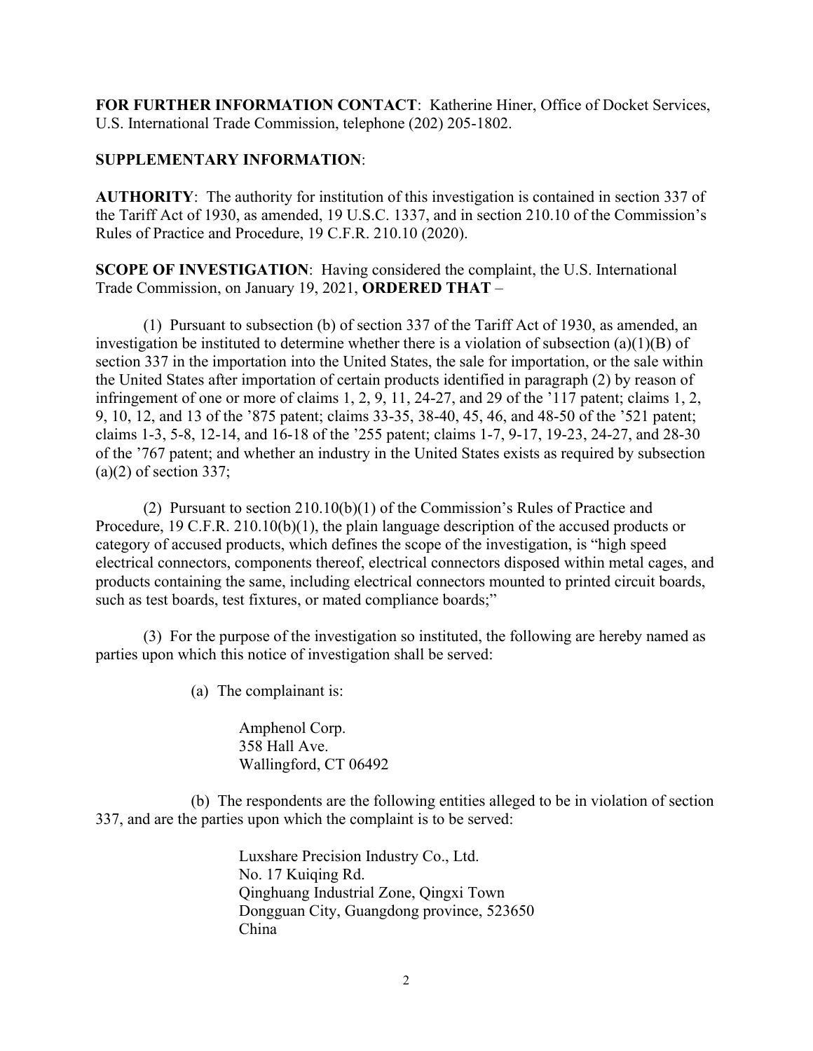**FOR FURTHER INFORMATION CONTACT**: Katherine Hiner, Office of Docket Services, U.S. International Trade Commission, telephone (202) 205-1802.

**SUPPLEMENTARY INFORMATION**:

**AUTHORITY**: The authority for institution of this investigation is contained in section 337 of the Tariff Act of 1930, as amended, 19 U.S.C. 1337, and in section 210.10 of the Commission's Rules of Practice and Procedure, 19 C.F.R. 210.10 (2020).

**SCOPE OF INVESTIGATION**: Having considered the complaint, the U.S. International Trade Commission, on January 19, 2021, **ORDERED THAT** –

(1) Pursuant to subsection (b) of section 337 of the Tariff Act of 1930, as amended, an investigation be instituted to determine whether there is a violation of subsection (a)(1)(B) of section 337 in the importation into the United States, the sale for importation, or the sale within the United States after importation of certain products identified in paragraph (2) by reason of infringement of one or more of claims 1, 2, 9, 11, 24-27, and 29 of the '117 patent; claims 1, 2, 9, 10, 12, and 13 of the '875 patent; claims 33-35, 38-40, 45, 46, and 48-50 of the '521 patent; claims 1-3, 5-8, 12-14, and 16-18 of the '255 patent; claims 1-7, 9-17, 19-23, 24-27, and 28-30 of the '767 patent; and whether an industry in the United States exists as required by subsection (a)(2) of section 337;

(2) Pursuant to section 210.10(b)(1) of the Commission's Rules of Practice and Procedure, 19 C.F.R. 210.10(b)(1), the plain language description of the accused products or category of accused products, which defines the scope of the investigation, is "high speed electrical connectors, components thereof, electrical connectors disposed within metal cages, and products containing the same, including electrical connectors mounted to printed circuit boards, such as test boards, test fixtures, or mated compliance boards;"

(3) For the purpose of the investigation so instituted, the following are hereby named as parties upon which this notice of investigation shall be served:

(a) The complainant is:

Amphenol Corp.
358 Hall Ave.
Wallingford, CT 06492

(b) The respondents are the following entities alleged to be in violation of section 337, and are the parties upon which the complaint is to be served:

Luxshare Precision Industry Co., Ltd.
No. 17 Kuiqing Rd.
Qinghuang Industrial Zone, Qingxi Town
Dongguan City, Guangdong province, 523650
China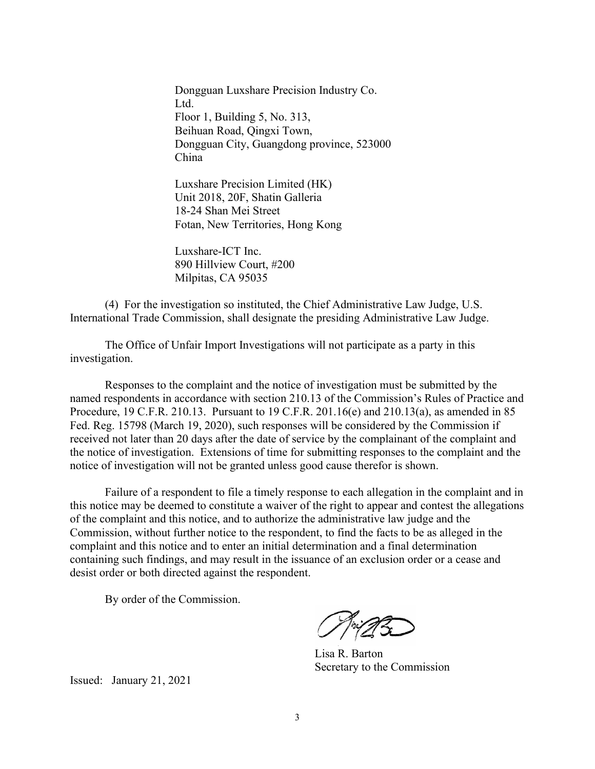Dongguan Luxshare Precision Industry Co. Ltd.
Floor 1, Building 5, No. 313,
Beihuan Road, Qingxi Town,
Dongguan City, Guangdong province, 523000
China

Luxshare Precision Limited (HK)
Unit 2018, 20F, Shatin Galleria
18-24 Shan Mei Street
Fotan, New Territories, Hong Kong

Luxshare-ICT Inc.
890 Hillview Court, #200
Milpitas, CA 95035

(4) For the investigation so instituted, the Chief Administrative Law Judge, U.S. International Trade Commission, shall designate the presiding Administrative Law Judge.

The Office of Unfair Import Investigations will not participate as a party in this investigation.

Responses to the complaint and the notice of investigation must be submitted by the named respondents in accordance with section 210.13 of the Commission's Rules of Practice and Procedure, 19 C.F.R. 210.13. Pursuant to 19 C.F.R. 201.16(e) and 210.13(a), as amended in 85 Fed. Reg. 15798 (March 19, 2020), such responses will be considered by the Commission if received not later than 20 days after the date of service by the complainant of the complaint and the notice of investigation. Extensions of time for submitting responses to the complaint and the notice of investigation will not be granted unless good cause therefor is shown.

Failure of a respondent to file a timely response to each allegation in the complaint and in this notice may be deemed to constitute a waiver of the right to appear and contest the allegations of the complaint and this notice, and to authorize the administrative law judge and the Commission, without further notice to the respondent, to find the facts to be as alleged in the complaint and this notice and to enter an initial determination and a final determination containing such findings, and may result in the issuance of an exclusion order or a cease and desist order or both directed against the respondent.

By order of the Commission.

Lisa R. Barton
Secretary to the Commission

Issued: January 21, 2021